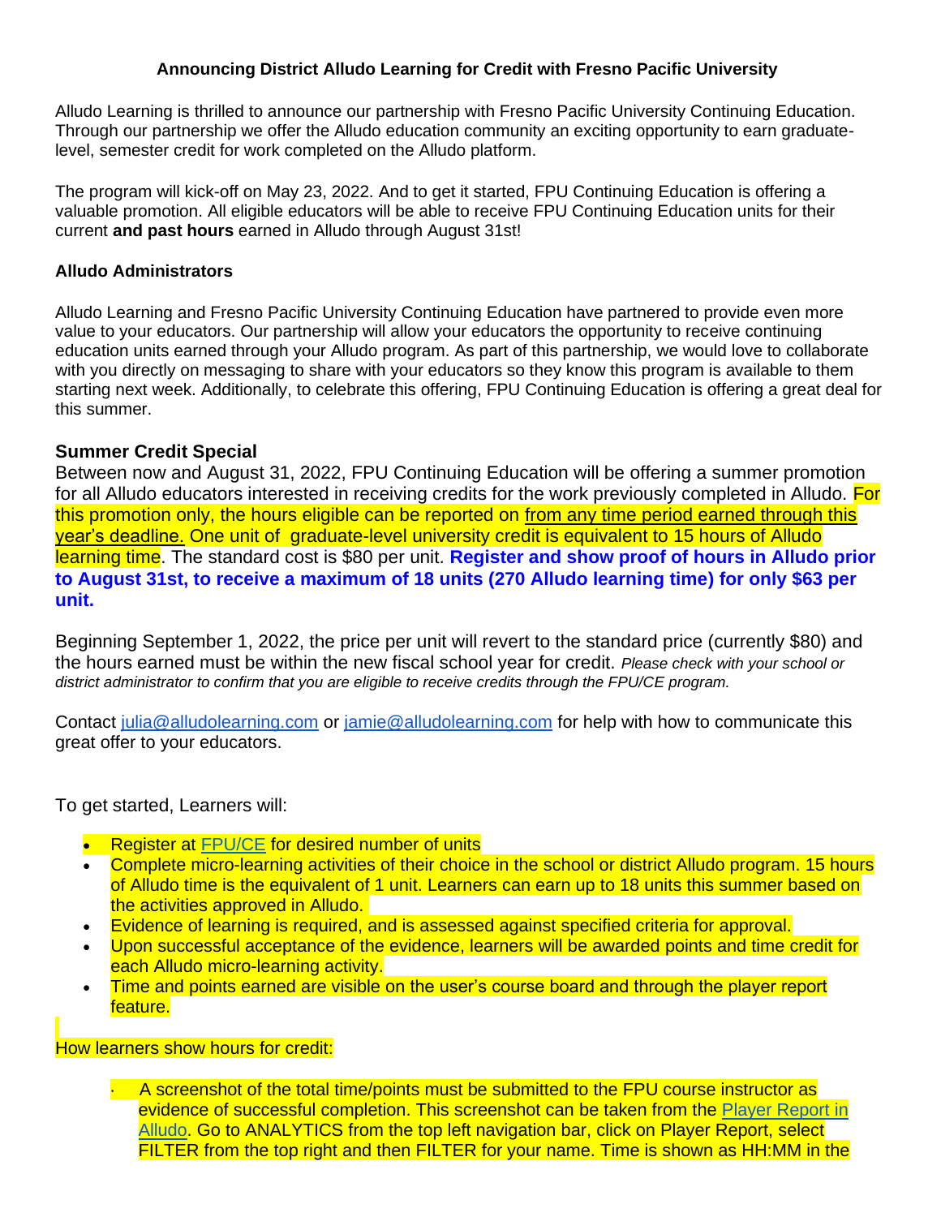**Announcing District Alludo Learning for Credit with Fresno Pacific University**

Alludo Learning is thrilled to announce our partnership with Fresno Pacific University Continuing Education. Through our partnership we offer the Alludo education community an exciting opportunity to earn graduate-level, semester credit for work completed on the Alludo platform.

The program will kick-off on May 23, 2022. And to get it started, FPU Continuing Education is offering a valuable promotion. All eligible educators will be able to receive FPU Continuing Education units for their current **and past hours** earned in Alludo through August 31st!

### Alludo Administrators

Alludo Learning and Fresno Pacific University Continuing Education have partnered to provide even more value to your educators. Our partnership will allow your educators the opportunity to receive continuing education units earned through your Alludo program. As part of this partnership, we would love to collaborate with you directly on messaging to share with your educators so they know this program is available to them starting next week. Additionally, to celebrate this offering, FPU Continuing Education is offering a great deal for this summer.

### Summer Credit Special

Between now and August 31, 2022, FPU Continuing Education will be offering a summer promotion for all Alludo educators interested in receiving credits for the work previously completed in Alludo. For this promotion only, the hours eligible can be reported on from any time period earned through this year's deadline. One unit of graduate-level university credit is equivalent to 15 hours of Alludo learning time. The standard cost is $80 per unit. **Register and show proof of hours in Alludo prior to August 31st, to receive a maximum of 18 units (270 Alludo learning time) for only $63 per unit.**

Beginning September 1, 2022, the price per unit will revert to the standard price (currently $80) and the hours earned must be within the new fiscal school year for credit. *Please check with your school or district administrator to confirm that you are eligible to receive credits through the FPU/CE program.*

Contact julia@alludolearning.com or jamie@alludolearning.com for help with how to communicate this great offer to your educators.

To get started, Learners will:

- Register at FPU/CE for desired number of units
- Complete micro-learning activities of their choice in the school or district Alludo program. 15 hours of Alludo time is the equivalent of 1 unit. Learners can earn up to 18 units this summer based on the activities approved in Alludo.
- Evidence of learning is required, and is assessed against specified criteria for approval.
- Upon successful acceptance of the evidence, learners will be awarded points and time credit for each Alludo micro-learning activity.
- Time and points earned are visible on the user's course board and through the player report feature.

How learners show hours for credit:

- A screenshot of the total time/points must be submitted to the FPU course instructor as evidence of successful completion. This screenshot can be taken from the Player Report in Alludo. Go to ANALYTICS from the top left navigation bar, click on Player Report, select FILTER from the top right and then FILTER for your name. Time is shown as HH:MM in the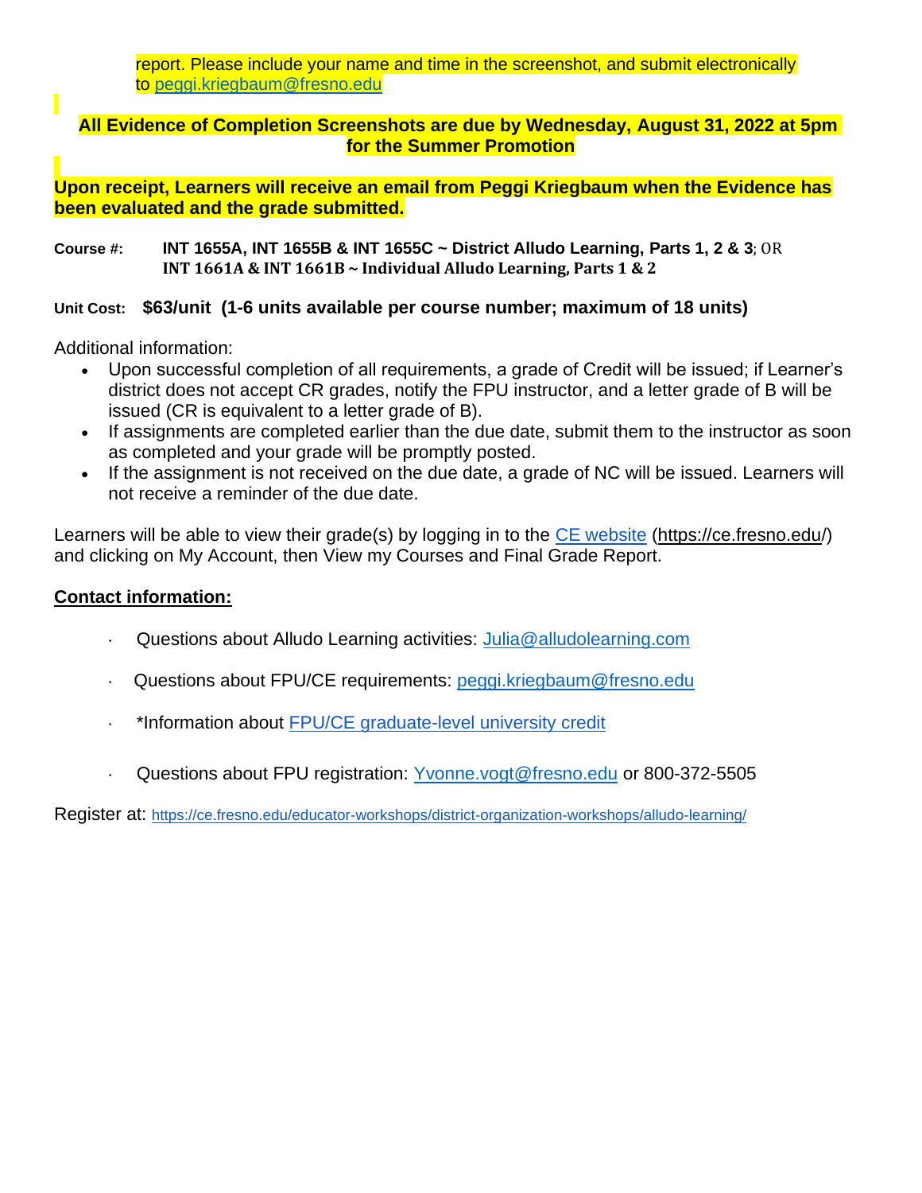report. Please include your name and time in the screenshot, and submit electronically to peggi.kriegbaum@fresno.edu

**All Evidence of Completion Screenshots are due by Wednesday, August 31, 2022 at 5pm for the Summer Promotion**

**Upon receipt, Learners will receive an email from Peggi Kriegbaum when the Evidence has been evaluated and the grade submitted.**

**Course #:** **INT 1655A, INT 1655B & INT 1655C ~ District Alludo Learning, Parts 1, 2 & 3**; OR **INT 1661A & INT 1661B ~ Individual Alludo Learning, Parts 1 & 2**

**Unit Cost:** **$63/unit (1-6 units available per course number; maximum of 18 units)**

Additional information:

- Upon successful completion of all requirements, a grade of Credit will be issued; if Learner's district does not accept CR grades, notify the FPU instructor, and a letter grade of B will be issued (CR is equivalent to a letter grade of B).
- If assignments are completed earlier than the due date, submit them to the instructor as soon as completed and your grade will be promptly posted.
- If the assignment is not received on the due date, a grade of NC will be issued. Learners will not receive a reminder of the due date.

Learners will be able to view their grade(s) by logging in to the CE website (https://ce.fresno.edu/) and clicking on My Account, then View my Courses and Final Grade Report.

**Contact information:**

- Questions about Alludo Learning activities: Julia@alludolearning.com
- Questions about FPU/CE requirements: peggi.kriegbaum@fresno.edu
- *Information about FPU/CE graduate-level university credit
- Questions about FPU registration: Yvonne.vogt@fresno.edu or 800-372-5505

Register at: https://ce.fresno.edu/educator-workshops/district-organization-workshops/alludo-learning/